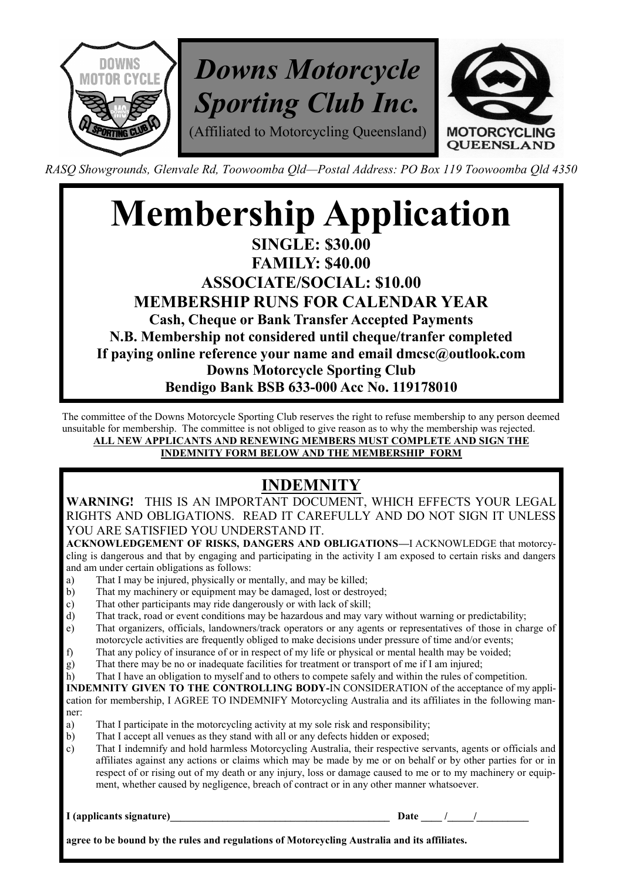# Downs Motorcycle Sporting Club Inc.

(Affiliated to Motorcycling Queensland)

*RASQ Showgrounds, Glenvale Rd, Toowoomba Qld—Postal Address: PO Box 119 Toowoomba Qld 4350*

# Membership Application

**SINGLE: $30.00**

**FAMILY: $40.00**

**ASSOCIATE/SOCIAL: $10.00**

**MEMBERSHIP RUNS FOR CALENDAR YEAR**

**Cash, Cheque or Bank Transfer Accepted Payments**

**N.B. Membership not considered until cheque/tranfer completed**

**If paying online reference your name and email dmcsc@outlook.com**

**Downs Motorcycle Sporting Club**

**Bendigo Bank BSB 633-000 Acc No. 119178010**

The committee of the Downs Motorcycle Sporting Club reserves the right to refuse membership to any person deemed unsuitable for membership. The committee is not obliged to give reason as to why the membership was rejected.

**ALL NEW APPLICANTS AND RENEWING MEMBERS MUST COMPLETE AND SIGN THE INDEMNITY FORM BELOW AND THE MEMBERSHIP FORM**

## INDEMNITY

**WARNING!** THIS IS AN IMPORTANT DOCUMENT, WHICH EFFECTS YOUR LEGAL RIGHTS AND OBLIGATIONS. READ IT CAREFULLY AND DO NOT SIGN IT UNLESS YOU ARE SATISFIED YOU UNDERSTAND IT.

**ACKNOWLEDGEMENT OF RISKS, DANGERS AND OBLIGATIONS—**I ACKNOWLEDGE that motorcycling is dangerous and that by engaging and participating in the activity I am exposed to certain risks and dangers and am under certain obligations as follows:

a) That I may be injured, physically or mentally, and may be killed;
b) That my machinery or equipment may be damaged, lost or destroyed;
c) That other participants may ride dangerously or with lack of skill;
d) That track, road or event conditions may be hazardous and may vary without warning or predictability;
e) That organizers, officials, landowners/track operators or any agents or representatives of those in charge of motorcycle activities are frequently obliged to make decisions under pressure of time and/or events;
f) That any policy of insurance of or in respect of my life or physical or mental health may be voided;
g) That there may be no or inadequate facilities for treatment or transport of me if I am injured;
h) That I have an obligation to myself and to others to compete safely and within the rules of competition.

**INDEMNITY GIVEN TO THE CONTROLLING BODY-**IN CONSIDERATION of the acceptance of my application for membership, I AGREE TO INDEMNIFY Motorcycling Australia and its affiliates in the following manner:

a) That I participate in the motorcycling activity at my sole risk and responsibility;
b) That I accept all venues as they stand with all or any defects hidden or exposed;
c) That I indemnify and hold harmless Motorcycling Australia, their respective servants, agents or officials and affiliates against any actions or claims which may be made by me or on behalf or by other parties for or in respect of or rising out of my death or any injury, loss or damage caused to me or to my machinery or equipment, whether caused by negligence, breach of contract or in any other manner whatsoever.

**I (applicants signature)____________________________________________ Date ____ /_____/__________**

**agree to be bound by the rules and regulations of Motorcycling Australia and its affiliates.**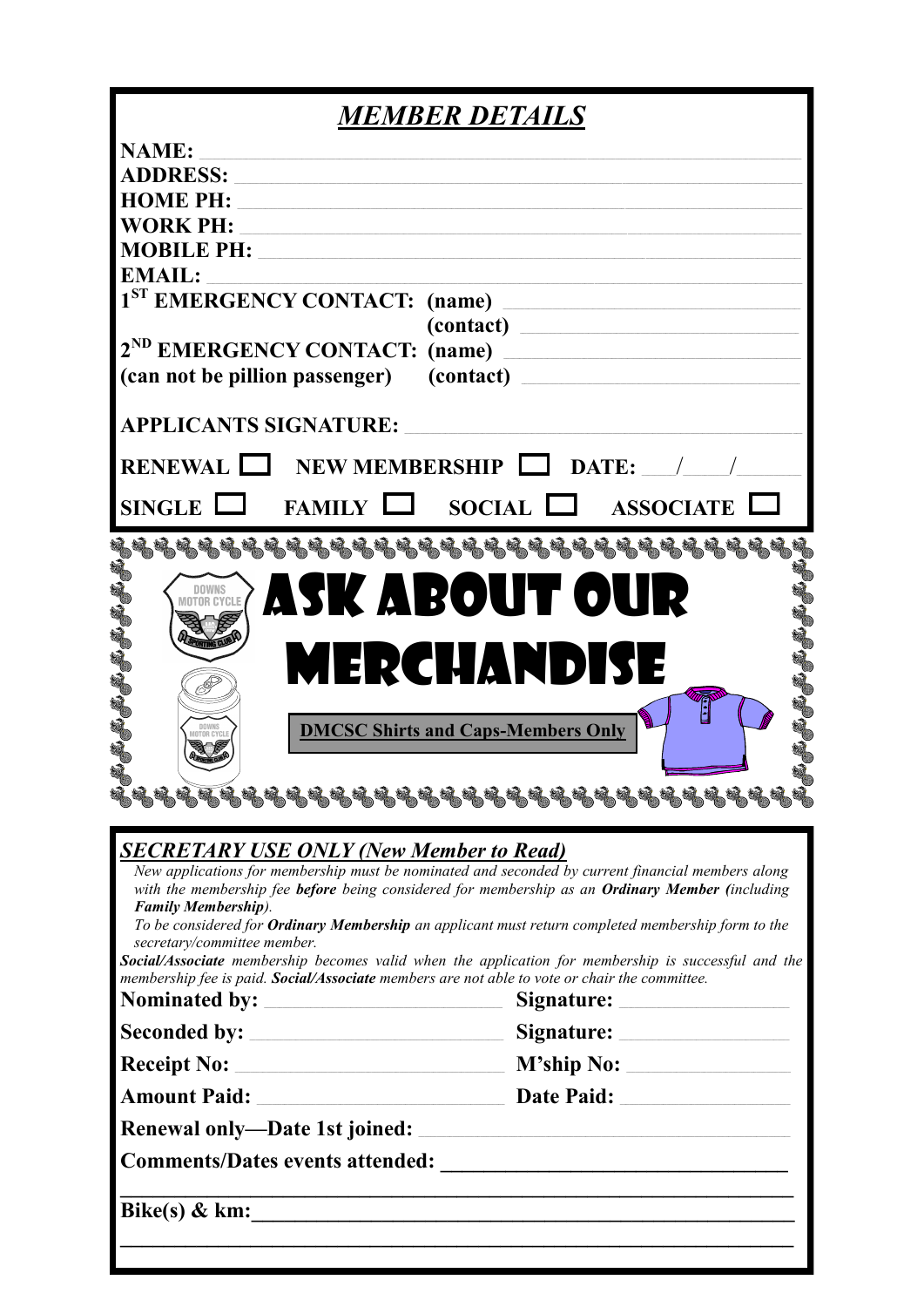## *MEMBER DETAILS*

**NAME:** ______________________________

**ADDRESS:** ______________________________

**HOME PH:** ______________________________

**WORK PH:** ______________________________

**MOBILE PH:** ______________________________

**EMAIL:** ______________________________

**1[ST] EMERGENCY CONTACT: (name)** ______________________________

**(contact)** ______________________________

**2[ND] EMERGENCY CONTACT: (name)** ______________________________

**(can not be pillion passenger) (contact)** ______________________________

**APPLICANTS SIGNATURE:** ______________________________

**RENEWAL** ☐ **NEW MEMBERSHIP** ☐ **DATE:** ___/___/_____

**SINGLE** ☐ **FAMILY** ☐ **SOCIAL** ☐ **ASSOCIATE** ☐

DOWNS MOTOR CYCLE SPORTING CLUB

# ASK ABOUT OUR MERCHANDISE

**DMCSC Shirts and Caps-Members Only**

### *SECRETARY USE ONLY (New Member to Read)*

*New applications for membership must be nominated and seconded by current financial members along with the membership fee **before** being considered for membership as an **Ordinary Member (**including **Family Membership**).*

*To be considered for **Ordinary Membership** an applicant must return completed membership form to the secretary/committee member.*

***Social/Associate** membership becomes valid when the application for membership is successful and the membership fee is paid. **Social/Associate** members are not able to vote or chair the committee.*

**Nominated by:** ______________________ **Signature:** ______________

**Seconded by:** ______________________ **Signature:** ______________

**Receipt No:** ______________________ **M'ship No:** ______________

**Amount Paid:** ______________________ **Date Paid:** ______________

**Renewal only—Date 1st joined:** ______________________________

**Comments/Dates events attended:** ______________________________

______________________________________________________________

**Bike(s) & km:** ______________________________________________

______________________________________________________________